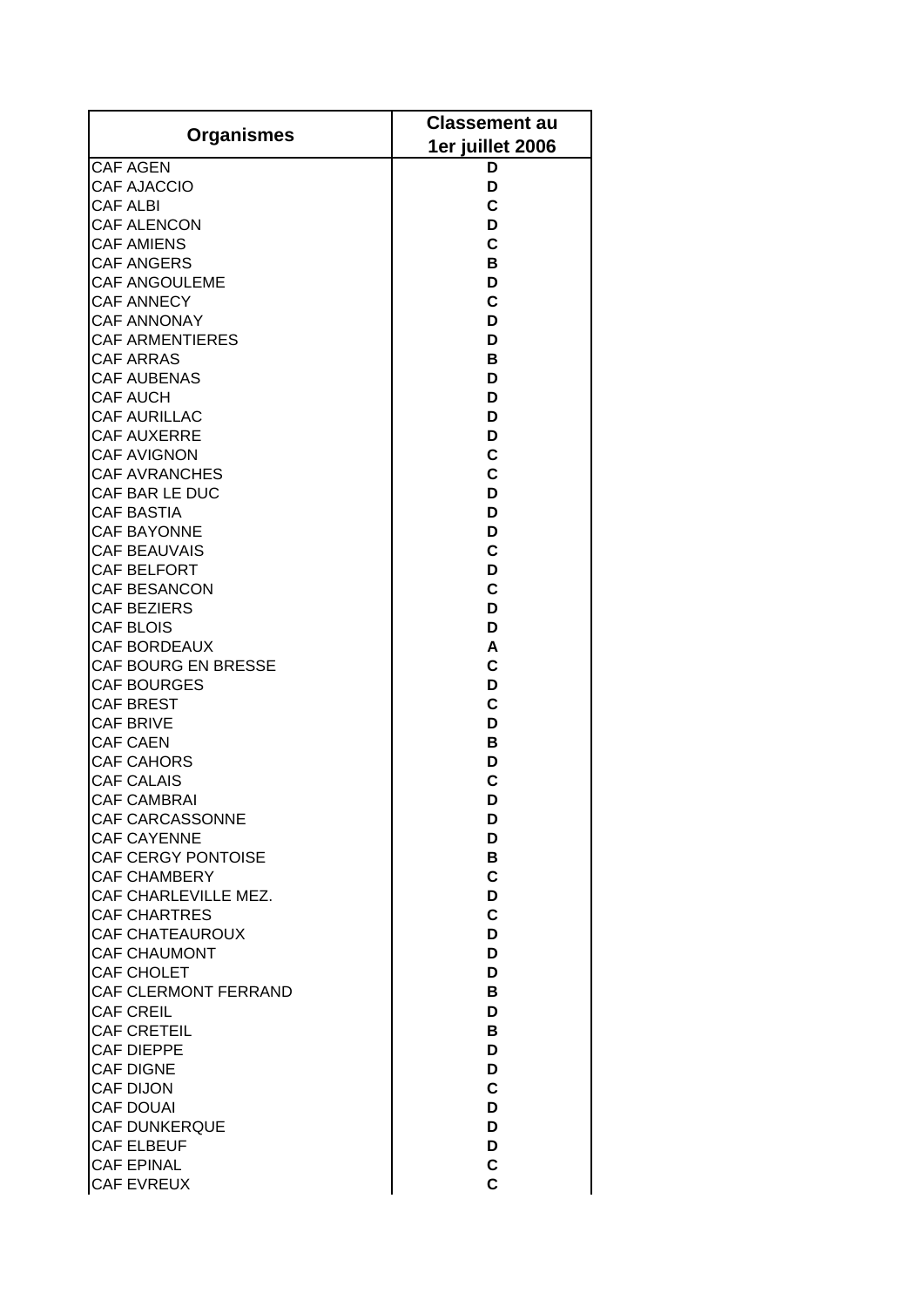| Organismes | Classement au 1er juillet 2006 |
|---|---|
| CAF AGEN | D |
| CAF AJACCIO | D |
| CAF ALBI | C |
| CAF ALENCON | D |
| CAF AMIENS | C |
| CAF ANGERS | B |
| CAF ANGOULEME | D |
| CAF ANNECY | C |
| CAF ANNONAY | D |
| CAF ARMENTIERES | D |
| CAF ARRAS | B |
| CAF AUBENAS | D |
| CAF AUCH | D |
| CAF AURILLAC | D |
| CAF AUXERRE | D |
| CAF AVIGNON | C |
| CAF AVRANCHES | C |
| CAF BAR LE DUC | D |
| CAF BASTIA | D |
| CAF BAYONNE | D |
| CAF BEAUVAIS | C |
| CAF BELFORT | D |
| CAF BESANCON | C |
| CAF BEZIERS | D |
| CAF BLOIS | D |
| CAF BORDEAUX | A |
| CAF BOURG EN BRESSE | C |
| CAF BOURGES | D |
| CAF BREST | C |
| CAF BRIVE | D |
| CAF CAEN | B |
| CAF CAHORS | D |
| CAF CALAIS | C |
| CAF CAMBRAI | D |
| CAF CARCASSONNE | D |
| CAF CAYENNE | D |
| CAF CERGY PONTOISE | B |
| CAF CHAMBERY | C |
| CAF CHARLEVILLE MEZ. | D |
| CAF CHARTRES | C |
| CAF CHATEAUROUX | D |
| CAF CHAUMONT | D |
| CAF CHOLET | D |
| CAF CLERMONT FERRAND | B |
| CAF CREIL | D |
| CAF CRETEIL | B |
| CAF DIEPPE | D |
| CAF DIGNE | D |
| CAF DIJON | C |
| CAF DOUAI | D |
| CAF DUNKERQUE | D |
| CAF ELBEUF | D |
| CAF EPINAL | C |
| CAF EVREUX | C |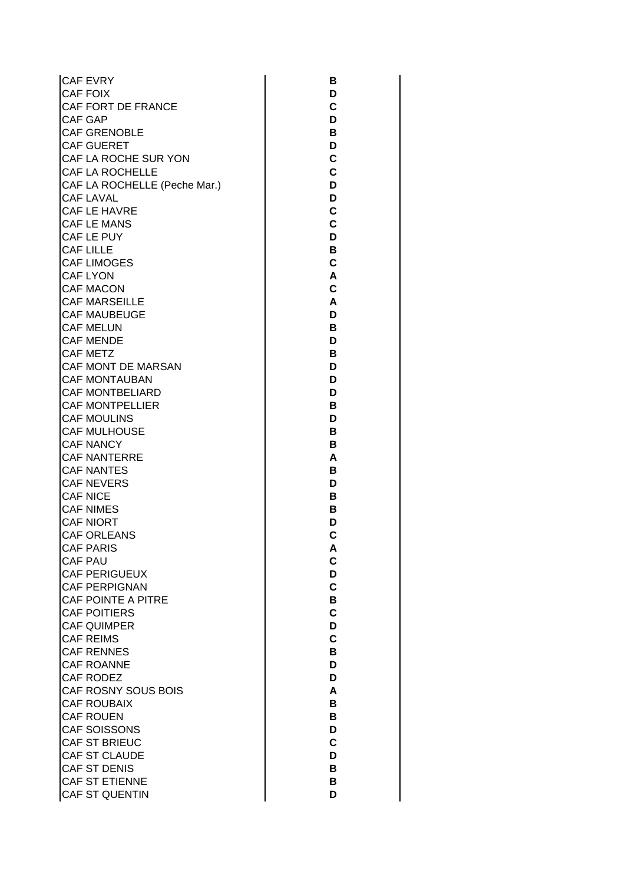| | |
|---|---|
| CAF EVRY | **B** |
| CAF FOIX | **D** |
| CAF FORT DE FRANCE | **C** |
| CAF GAP | **D** |
| CAF GRENOBLE | **B** |
| CAF GUERET | **D** |
| CAF LA ROCHE SUR YON | **C** |
| CAF LA ROCHELLE | **C** |
| CAF LA ROCHELLE (Peche Mar.) | **D** |
| CAF LAVAL | **D** |
| CAF LE HAVRE | **C** |
| CAF LE MANS | **C** |
| CAF LE PUY | **D** |
| CAF LILLE | **B** |
| CAF LIMOGES | **C** |
| CAF LYON | **A** |
| CAF MACON | **C** |
| CAF MARSEILLE | **A** |
| CAF MAUBEUGE | **D** |
| CAF MELUN | **B** |
| CAF MENDE | **D** |
| CAF METZ | **B** |
| CAF MONT DE MARSAN | **D** |
| CAF MONTAUBAN | **D** |
| CAF MONTBELIARD | **D** |
| CAF MONTPELLIER | **B** |
| CAF MOULINS | **D** |
| CAF MULHOUSE | **B** |
| CAF NANCY | **B** |
| CAF NANTERRE | **A** |
| CAF NANTES | **B** |
| CAF NEVERS | **D** |
| CAF NICE | **B** |
| CAF NIMES | **B** |
| CAF NIORT | **D** |
| CAF ORLEANS | **C** |
| CAF PARIS | **A** |
| CAF PAU | **C** |
| CAF PERIGUEUX | **D** |
| CAF PERPIGNAN | **C** |
| CAF POINTE A PITRE | **B** |
| CAF POITIERS | **C** |
| CAF QUIMPER | **D** |
| CAF REIMS | **C** |
| CAF RENNES | **B** |
| CAF ROANNE | **D** |
| CAF RODEZ | **D** |
| CAF ROSNY SOUS BOIS | **A** |
| CAF ROUBAIX | **B** |
| CAF ROUEN | **B** |
| CAF SOISSONS | **D** |
| CAF ST BRIEUC | **C** |
| CAF ST CLAUDE | **D** |
| CAF ST DENIS | **B** |
| CAF ST ETIENNE | **B** |
| CAF ST QUENTIN | **D** |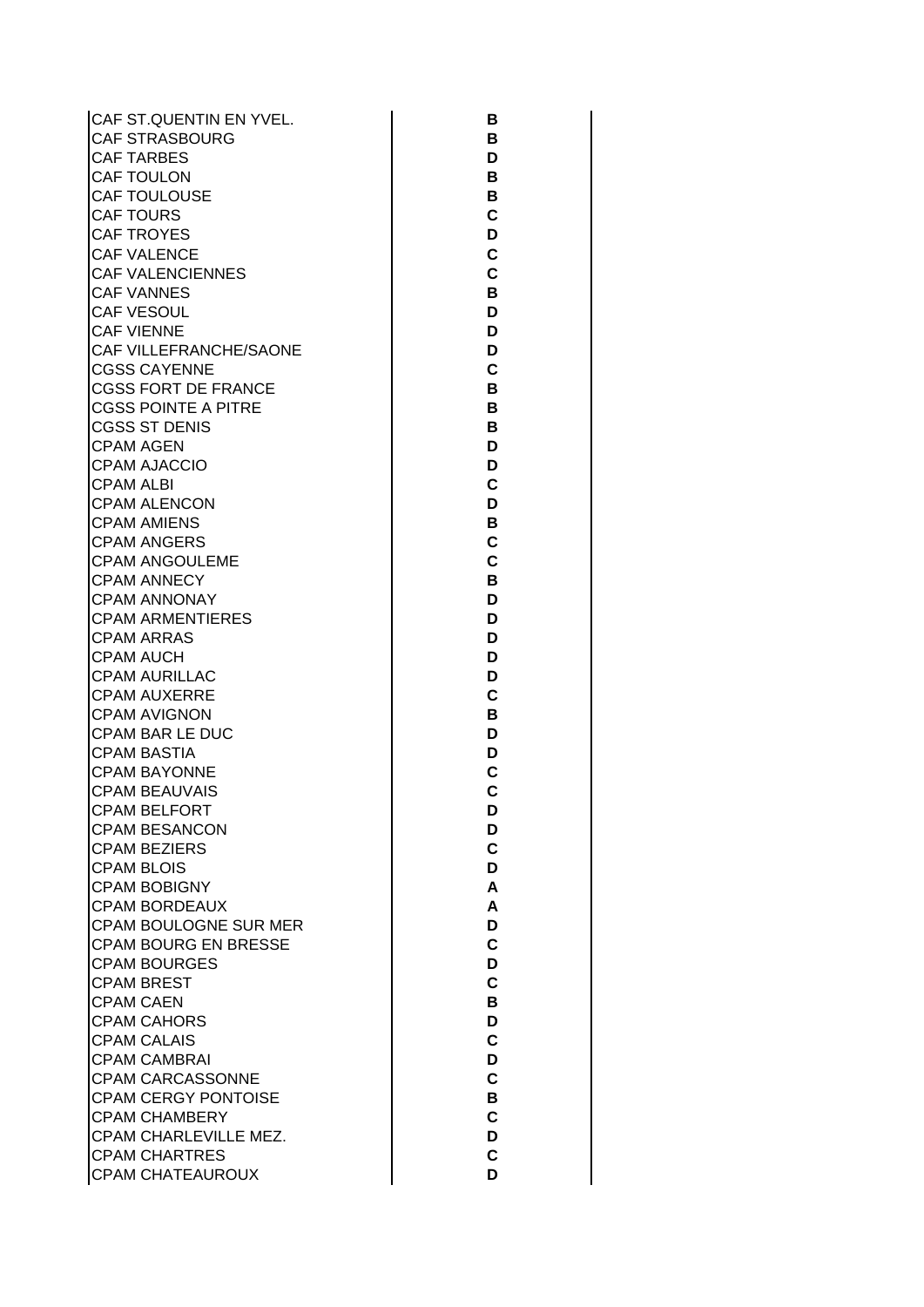| | |
|---|---|
| CAF ST.QUENTIN EN YVEL. | **B** |
| CAF STRASBOURG | **B** |
| CAF TARBES | **D** |
| CAF TOULON | **B** |
| CAF TOULOUSE | **B** |
| CAF TOURS | **C** |
| CAF TROYES | **D** |
| CAF VALENCE | **C** |
| CAF VALENCIENNES | **C** |
| CAF VANNES | **B** |
| CAF VESOUL | **D** |
| CAF VIENNE | **D** |
| CAF VILLEFRANCHE/SAONE | **D** |
| CGSS CAYENNE | **C** |
| CGSS FORT DE FRANCE | **B** |
| CGSS POINTE A PITRE | **B** |
| CGSS ST DENIS | **B** |
| CPAM AGEN | **D** |
| CPAM AJACCIO | **D** |
| CPAM ALBI | **C** |
| CPAM ALENCON | **D** |
| CPAM AMIENS | **B** |
| CPAM ANGERS | **C** |
| CPAM ANGOULEME | **C** |
| CPAM ANNECY | **B** |
| CPAM ANNONAY | **D** |
| CPAM ARMENTIERES | **D** |
| CPAM ARRAS | **D** |
| CPAM AUCH | **D** |
| CPAM AURILLAC | **D** |
| CPAM AUXERRE | **C** |
| CPAM AVIGNON | **B** |
| CPAM BAR LE DUC | **D** |
| CPAM BASTIA | **D** |
| CPAM BAYONNE | **C** |
| CPAM BEAUVAIS | **C** |
| CPAM BELFORT | **D** |
| CPAM BESANCON | **D** |
| CPAM BEZIERS | **C** |
| CPAM BLOIS | **D** |
| CPAM BOBIGNY | **A** |
| CPAM BORDEAUX | **A** |
| CPAM BOULOGNE SUR MER | **D** |
| CPAM BOURG EN BRESSE | **C** |
| CPAM BOURGES | **D** |
| CPAM BREST | **C** |
| CPAM CAEN | **B** |
| CPAM CAHORS | **D** |
| CPAM CALAIS | **C** |
| CPAM CAMBRAI | **D** |
| CPAM CARCASSONNE | **C** |
| CPAM CERGY PONTOISE | **B** |
| CPAM CHAMBERY | **C** |
| CPAM CHARLEVILLE MEZ. | **D** |
| CPAM CHARTRES | **C** |
| CPAM CHATEAUROUX | **D** |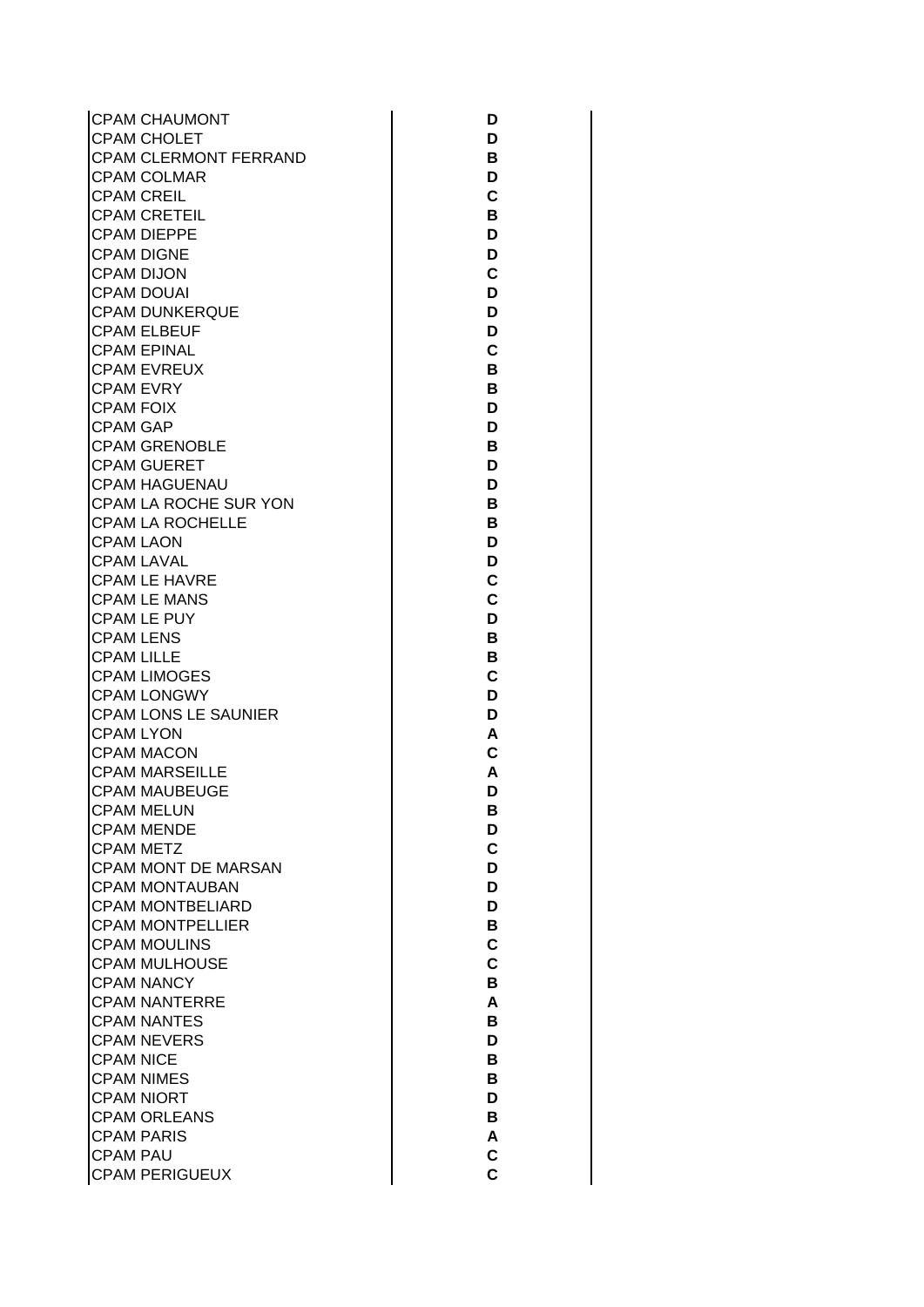| | |
|---|---|
| CPAM CHAUMONT | D |
| CPAM CHOLET | D |
| CPAM CLERMONT FERRAND | B |
| CPAM COLMAR | D |
| CPAM CREIL | C |
| CPAM CRETEIL | B |
| CPAM DIEPPE | D |
| CPAM DIGNE | D |
| CPAM DIJON | C |
| CPAM DOUAI | D |
| CPAM DUNKERQUE | D |
| CPAM ELBEUF | D |
| CPAM EPINAL | C |
| CPAM EVREUX | B |
| CPAM EVRY | B |
| CPAM FOIX | D |
| CPAM GAP | D |
| CPAM GRENOBLE | B |
| CPAM GUERET | D |
| CPAM HAGUENAU | D |
| CPAM LA ROCHE SUR YON | B |
| CPAM LA ROCHELLE | B |
| CPAM LAON | D |
| CPAM LAVAL | D |
| CPAM LE HAVRE | C |
| CPAM LE MANS | C |
| CPAM LE PUY | D |
| CPAM LENS | B |
| CPAM LILLE | B |
| CPAM LIMOGES | C |
| CPAM LONGWY | D |
| CPAM LONS LE SAUNIER | D |
| CPAM LYON | A |
| CPAM MACON | C |
| CPAM MARSEILLE | A |
| CPAM MAUBEUGE | D |
| CPAM MELUN | B |
| CPAM MENDE | D |
| CPAM METZ | C |
| CPAM MONT DE MARSAN | D |
| CPAM MONTAUBAN | D |
| CPAM MONTBELIARD | D |
| CPAM MONTPELLIER | B |
| CPAM MOULINS | C |
| CPAM MULHOUSE | C |
| CPAM NANCY | B |
| CPAM NANTERRE | A |
| CPAM NANTES | B |
| CPAM NEVERS | D |
| CPAM NICE | B |
| CPAM NIMES | B |
| CPAM NIORT | D |
| CPAM ORLEANS | B |
| CPAM PARIS | A |
| CPAM PAU | C |
| CPAM PERIGUEUX | C |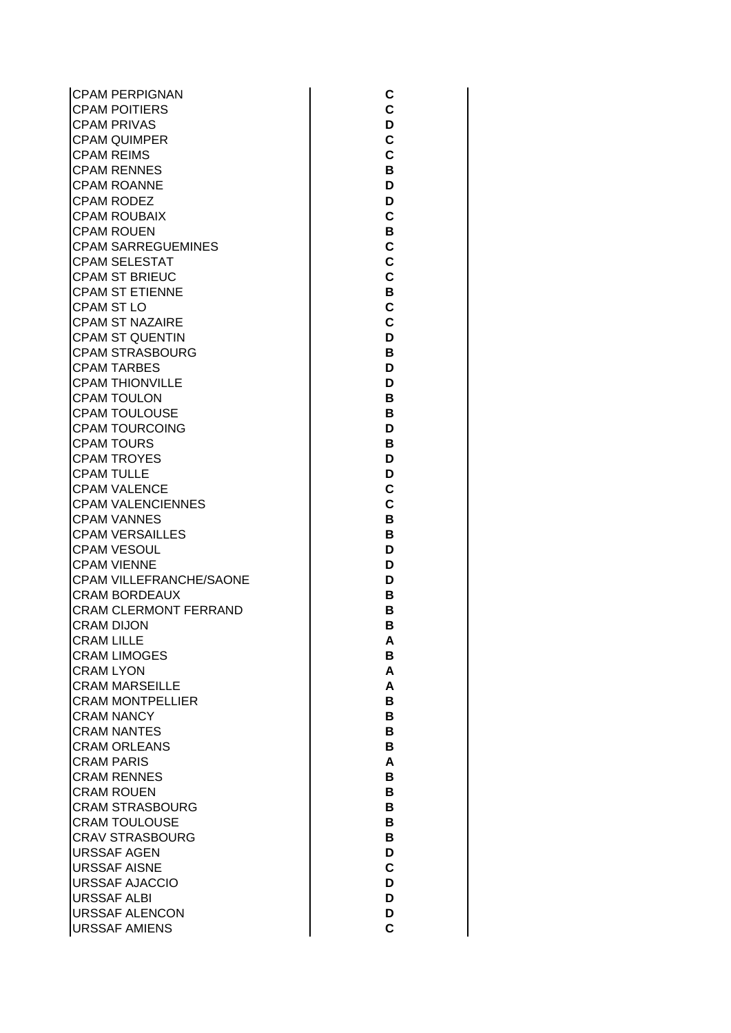| | |
|---|---|
| CPAM PERPIGNAN | C |
| CPAM POITIERS | C |
| CPAM PRIVAS | D |
| CPAM QUIMPER | C |
| CPAM REIMS | C |
| CPAM RENNES | B |
| CPAM ROANNE | D |
| CPAM RODEZ | D |
| CPAM ROUBAIX | C |
| CPAM ROUEN | B |
| CPAM SARREGUEMINES | C |
| CPAM SELESTAT | C |
| CPAM ST BRIEUC | C |
| CPAM ST ETIENNE | B |
| CPAM ST LO | C |
| CPAM ST NAZAIRE | C |
| CPAM ST QUENTIN | D |
| CPAM STRASBOURG | B |
| CPAM TARBES | D |
| CPAM THIONVILLE | D |
| CPAM TOULON | B |
| CPAM TOULOUSE | B |
| CPAM TOURCOING | D |
| CPAM TOURS | B |
| CPAM TROYES | D |
| CPAM TULLE | D |
| CPAM VALENCE | C |
| CPAM VALENCIENNES | C |
| CPAM VANNES | B |
| CPAM VERSAILLES | B |
| CPAM VESOUL | D |
| CPAM VIENNE | D |
| CPAM VILLEFRANCHE/SAONE | D |
| CRAM BORDEAUX | B |
| CRAM CLERMONT FERRAND | B |
| CRAM DIJON | B |
| CRAM LILLE | A |
| CRAM LIMOGES | B |
| CRAM LYON | A |
| CRAM MARSEILLE | A |
| CRAM MONTPELLIER | B |
| CRAM NANCY | B |
| CRAM NANTES | B |
| CRAM ORLEANS | B |
| CRAM PARIS | A |
| CRAM RENNES | B |
| CRAM ROUEN | B |
| CRAM STRASBOURG | B |
| CRAM TOULOUSE | B |
| CRAV STRASBOURG | B |
| URSSAF AGEN | D |
| URSSAF AISNE | C |
| URSSAF AJACCIO | D |
| URSSAF ALBI | D |
| URSSAF ALENCON | D |
| URSSAF AMIENS | C |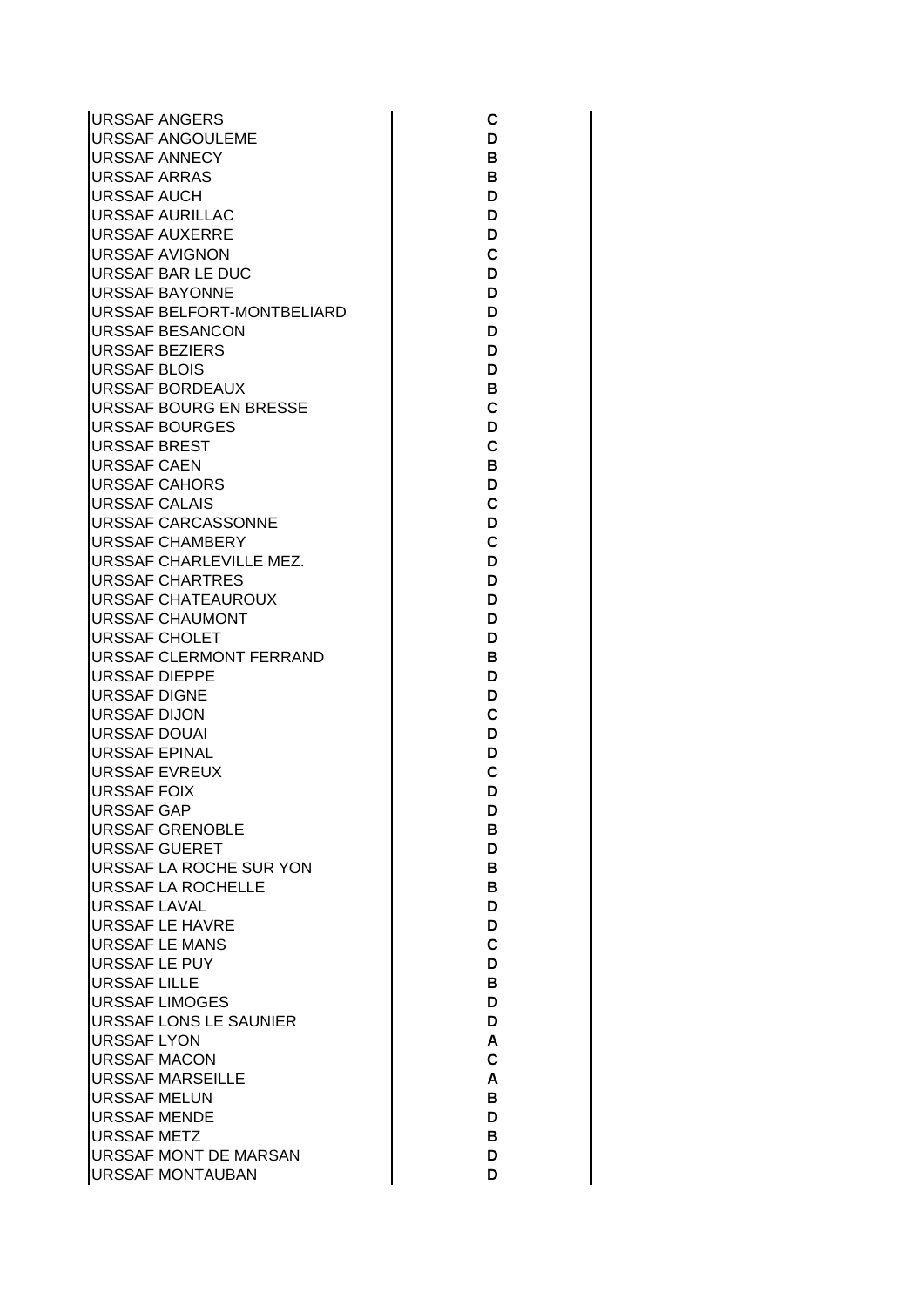| | |
|---|---|
| URSSAF ANGERS | C |
| URSSAF ANGOULEME | D |
| URSSAF ANNECY | B |
| URSSAF ARRAS | B |
| URSSAF AUCH | D |
| URSSAF AURILLAC | D |
| URSSAF AUXERRE | D |
| URSSAF AVIGNON | C |
| URSSAF BAR LE DUC | D |
| URSSAF BAYONNE | D |
| URSSAF BELFORT-MONTBELIARD | D |
| URSSAF BESANCON | D |
| URSSAF BEZIERS | D |
| URSSAF BLOIS | D |
| URSSAF BORDEAUX | B |
| URSSAF BOURG EN BRESSE | C |
| URSSAF BOURGES | D |
| URSSAF BREST | C |
| URSSAF CAEN | B |
| URSSAF CAHORS | D |
| URSSAF CALAIS | C |
| URSSAF CARCASSONNE | D |
| URSSAF CHAMBERY | C |
| URSSAF CHARLEVILLE MEZ. | D |
| URSSAF CHARTRES | D |
| URSSAF CHATEAUROUX | D |
| URSSAF CHAUMONT | D |
| URSSAF CHOLET | D |
| URSSAF CLERMONT FERRAND | B |
| URSSAF DIEPPE | D |
| URSSAF DIGNE | D |
| URSSAF DIJON | C |
| URSSAF DOUAI | D |
| URSSAF EPINAL | D |
| URSSAF EVREUX | C |
| URSSAF FOIX | D |
| URSSAF GAP | D |
| URSSAF GRENOBLE | B |
| URSSAF GUERET | D |
| URSSAF LA ROCHE SUR YON | B |
| URSSAF LA ROCHELLE | B |
| URSSAF LAVAL | D |
| URSSAF LE HAVRE | D |
| URSSAF LE MANS | C |
| URSSAF LE PUY | D |
| URSSAF LILLE | B |
| URSSAF LIMOGES | D |
| URSSAF LONS LE SAUNIER | D |
| URSSAF LYON | A |
| URSSAF MACON | C |
| URSSAF MARSEILLE | A |
| URSSAF MELUN | B |
| URSSAF MENDE | D |
| URSSAF METZ | B |
| URSSAF MONT DE MARSAN | D |
| URSSAF MONTAUBAN | D |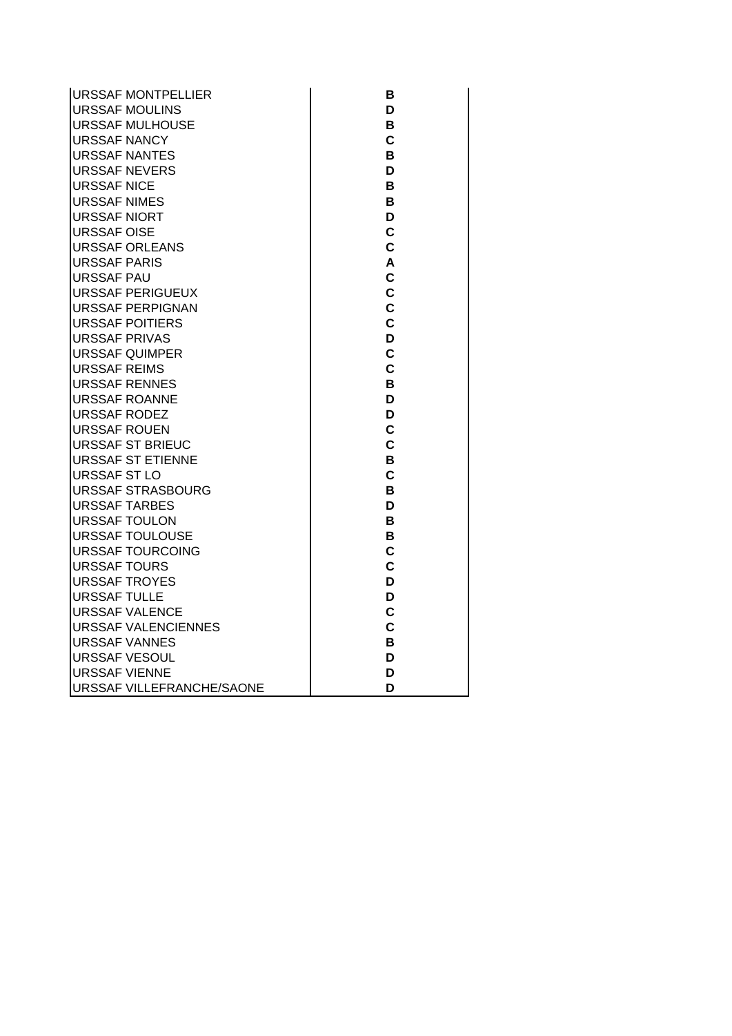| | |
|---|---|
| URSSAF MONTPELLIER | B |
| URSSAF MOULINS | D |
| URSSAF MULHOUSE | B |
| URSSAF NANCY | C |
| URSSAF NANTES | B |
| URSSAF NEVERS | D |
| URSSAF NICE | B |
| URSSAF NIMES | B |
| URSSAF NIORT | D |
| URSSAF OISE | C |
| URSSAF ORLEANS | C |
| URSSAF PARIS | A |
| URSSAF PAU | C |
| URSSAF PERIGUEUX | C |
| URSSAF PERPIGNAN | C |
| URSSAF POITIERS | C |
| URSSAF PRIVAS | D |
| URSSAF QUIMPER | C |
| URSSAF REIMS | C |
| URSSAF RENNES | B |
| URSSAF ROANNE | D |
| URSSAF RODEZ | D |
| URSSAF ROUEN | C |
| URSSAF ST BRIEUC | C |
| URSSAF ST ETIENNE | B |
| URSSAF ST LO | C |
| URSSAF STRASBOURG | B |
| URSSAF TARBES | D |
| URSSAF TOULON | B |
| URSSAF TOULOUSE | B |
| URSSAF TOURCOING | C |
| URSSAF TOURS | C |
| URSSAF TROYES | D |
| URSSAF TULLE | D |
| URSSAF VALENCE | C |
| URSSAF VALENCIENNES | C |
| URSSAF VANNES | B |
| URSSAF VESOUL | D |
| URSSAF VIENNE | D |
| URSSAF VILLEFRANCHE/SAONE | D |